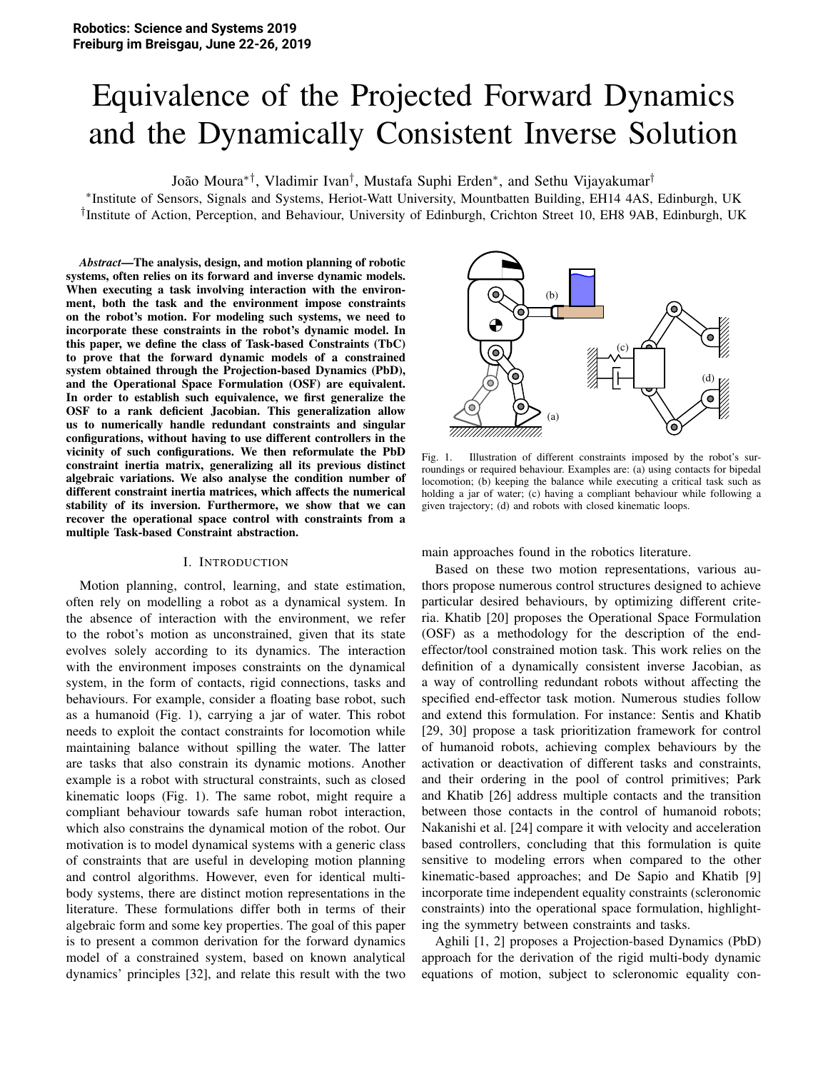# Equivalence of the Projected Forward Dynamics and the Dynamically Consistent Inverse Solution

João Moura*†, Vladimir Ivan†, Mustafa Suphi Erden*, and Sethu Vijayakumar†

*Institute of Sensors, Signals and Systems, Heriot-Watt University, Mountbatten Building, EH14 4AS, Edinburgh, UK
†Institute of Action, Perception, and Behaviour, University of Edinburgh, Crichton Street 10, EH8 9AB, Edinburgh, UK

***Abstract*—The analysis, design, and motion planning of robotic systems, often relies on its forward and inverse dynamic models. When executing a task involving interaction with the environment, both the task and the environment impose constraints on the robot's motion. For modeling such systems, we need to incorporate these constraints in the robot's dynamic model. In this paper, we define the class of Task-based Constraints (TbC) to prove that the forward dynamic models of a constrained system obtained through the Projection-based Dynamics (PbD), and the Operational Space Formulation (OSF) are equivalent. In order to establish such equivalence, we first generalize the OSF to a rank deficient Jacobian. This generalization allow us to numerically handle redundant constraints and singular configurations, without having to use different controllers in the vicinity of such configurations. We then reformulate the PbD constraint inertia matrix, generalizing all its previous distinct algebraic variations. We also analyse the condition number of different constraint inertia matrices, which affects the numerical stability of its inversion. Furthermore, we show that we can recover the operational space control with constraints from a multiple Task-based Constraint abstraction.**

## I. Introduction

Motion planning, control, learning, and state estimation, often rely on modelling a robot as a dynamical system. In the absence of interaction with the environment, we refer to the robot's motion as unconstrained, given that its state evolves solely according to its dynamics. The interaction with the environment imposes constraints on the dynamical system, in the form of contacts, rigid connections, tasks and behaviours. For example, consider a floating base robot, such as a humanoid (Fig. 1), carrying a jar of water. This robot needs to exploit the contact constraints for locomotion while maintaining balance without spilling the water. The latter are tasks that also constrain its dynamic motions. Another example is a robot with structural constraints, such as closed kinematic loops (Fig. 1). The same robot, might require a compliant behaviour towards safe human robot interaction, which also constrains the dynamical motion of the robot. Our motivation is to model dynamical systems with a generic class of constraints that are useful in developing motion planning and control algorithms. However, even for identical multi-body systems, there are distinct motion representations in the literature. These formulations differ both in terms of their algebraic form and some key properties. The goal of this paper is to present a common derivation for the forward dynamics model of a constrained system, based on known analytical dynamics' principles [32], and relate this result with the two main approaches found in the robotics literature.

Fig. 1. Illustration of different constraints imposed by the robot's surroundings or required behaviour. Examples are: (a) using contacts for bipedal locomotion; (b) keeping the balance while executing a critical task such as holding a jar of water; (c) having a compliant behaviour while following a given trajectory; (d) and robots with closed kinematic loops.

Based on these two motion representations, various authors propose numerous control structures designed to achieve particular desired behaviours, by optimizing different criteria. Khatib [20] proposes the Operational Space Formulation (OSF) as a methodology for the description of the end-effector/tool constrained motion task. This work relies on the definition of a dynamically consistent inverse Jacobian, as a way of controlling redundant robots without affecting the specified end-effector task motion. Numerous studies follow and extend this formulation. For instance: Sentis and Khatib [29, 30] propose a task prioritization framework for control of humanoid robots, achieving complex behaviours by the activation or deactivation of different tasks and constraints, and their ordering in the pool of control primitives; Park and Khatib [26] address multiple contacts and the transition between those contacts in the control of humanoid robots; Nakanishi et al. [24] compare it with velocity and acceleration based controllers, concluding that this formulation is quite sensitive to modeling errors when compared to the other kinematic-based approaches; and De Sapio and Khatib [9] incorporate time independent equality constraints (scleronomic constraints) into the operational space formulation, highlighting the symmetry between constraints and tasks.

Aghili [1, 2] proposes a Projection-based Dynamics (PbD) approach for the derivation of the rigid multi-body dynamic equations of motion, subject to scleronomic equality con-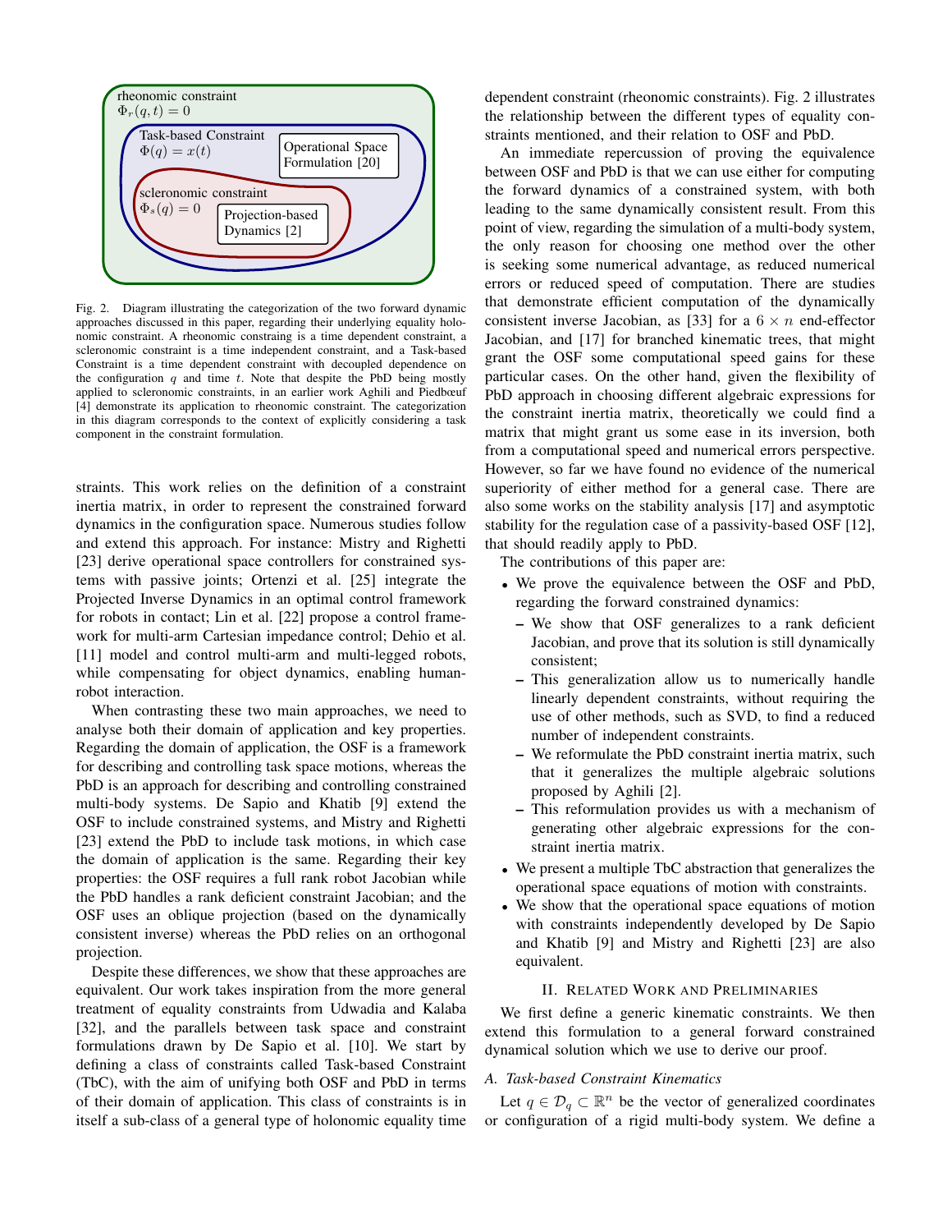rheonomic constraint
$\Phi_r(q,t) = 0$

Task-based Constraint
$\Phi(q) = x(t)$

Operational Space Formulation [20]

scleronomic constraint
$\Phi_s(q) = 0$

Projection-based Dynamics [2]

Fig. 2. Diagram illustrating the categorization of the two forward dynamic approaches discussed in this paper, regarding their underlying equality holonomic constraint. A rheonomic constraing is a time dependent constraint, a scleronomic constraint is a time independent constraint, and a Task-based Constraint is a time dependent constraint with decoupled dependence on the configuration $q$ and time $t$. Note that despite the PbD being mostly applied to scleronomic constraints, in an earlier work Aghili and Piedbœuf [4] demonstrate its application to rheonomic constraint. The categorization in this diagram corresponds to the context of explicitly considering a task component in the constraint formulation.

straints. This work relies on the definition of a constraint inertia matrix, in order to represent the constrained forward dynamics in the configuration space. Numerous studies follow and extend this approach. For instance: Mistry and Righetti [23] derive operational space controllers for constrained systems with passive joints; Ortenzi et al. [25] integrate the Projected Inverse Dynamics in an optimal control framework for robots in contact; Lin et al. [22] propose a control framework for multi-arm Cartesian impedance control; Dehio et al. [11] model and control multi-arm and multi-legged robots, while compensating for object dynamics, enabling human-robot interaction.

When contrasting these two main approaches, we need to analyse both their domain of application and key properties. Regarding the domain of application, the OSF is a framework for describing and controlling task space motions, whereas the PbD is an approach for describing and controlling constrained multi-body systems. De Sapio and Khatib [9] extend the OSF to include constrained systems, and Mistry and Righetti [23] extend the PbD to include task motions, in which case the domain of application is the same. Regarding their key properties: the OSF requires a full rank robot Jacobian while the PbD handles a rank deficient constraint Jacobian; and the OSF uses an oblique projection (based on the dynamically consistent inverse) whereas the PbD relies on an orthogonal projection.

Despite these differences, we show that these approaches are equivalent. Our work takes inspiration from the more general treatment of equality constraints from Udwadia and Kalaba [32], and the parallels between task space and constraint formulations drawn by De Sapio et al. [10]. We start by defining a class of constraints called Task-based Constraint (TbC), with the aim of unifying both OSF and PbD in terms of their domain of application. This class of constraints is in itself a sub-class of a general type of holonomic equality time dependent constraint (rheonomic constraints). Fig. 2 illustrates the relationship between the different types of equality constraints mentioned, and their relation to OSF and PbD.

An immediate repercussion of proving the equivalence between OSF and PbD is that we can use either for computing the forward dynamics of a constrained system, with both leading to the same dynamically consistent result. From this point of view, regarding the simulation of a multi-body system, the only reason for choosing one method over the other is seeking some numerical advantage, as reduced numerical errors or reduced speed of computation. There are studies that demonstrate efficient computation of the dynamically consistent inverse Jacobian, as [33] for a $6 \times n$ end-effector Jacobian, and [17] for branched kinematic trees, that might grant the OSF some computational speed gains for these particular cases. On the other hand, given the flexibility of PbD approach in choosing different algebraic expressions for the constraint inertia matrix, theoretically we could find a matrix that might grant us some ease in its inversion, both from a computational speed and numerical errors perspective. However, so far we have found no evidence of the numerical superiority of either method for a general case. There are also some works on the stability analysis [17] and asymptotic stability for the regulation case of a passivity-based OSF [12], that should readily apply to PbD.

The contributions of this paper are:

- We prove the equivalence between the OSF and PbD, regarding the forward constrained dynamics:
  - We show that OSF generalizes to a rank deficient Jacobian, and prove that its solution is still dynamically consistent;
  - This generalization allow us to numerically handle linearly dependent constraints, without requiring the use of other methods, such as SVD, to find a reduced number of independent constraints.
  - We reformulate the PbD constraint inertia matrix, such that it generalizes the multiple algebraic solutions proposed by Aghili [2].
  - This reformulation provides us with a mechanism of generating other algebraic expressions for the constraint inertia matrix.
- We present a multiple TbC abstraction that generalizes the operational space equations of motion with constraints.
- We show that the operational space equations of motion with constraints independently developed by De Sapio and Khatib [9] and Mistry and Righetti [23] are also equivalent.

## II. Related Work and Preliminaries

We first define a generic kinematic constraints. We then extend this formulation to a general forward constrained dynamical solution which we use to derive our proof.

### A. Task-based Constraint Kinematics

Let $q \in \mathcal{D}_q \subset \mathbb{R}^n$ be the vector of generalized coordinates or configuration of a rigid multi-body system. We define a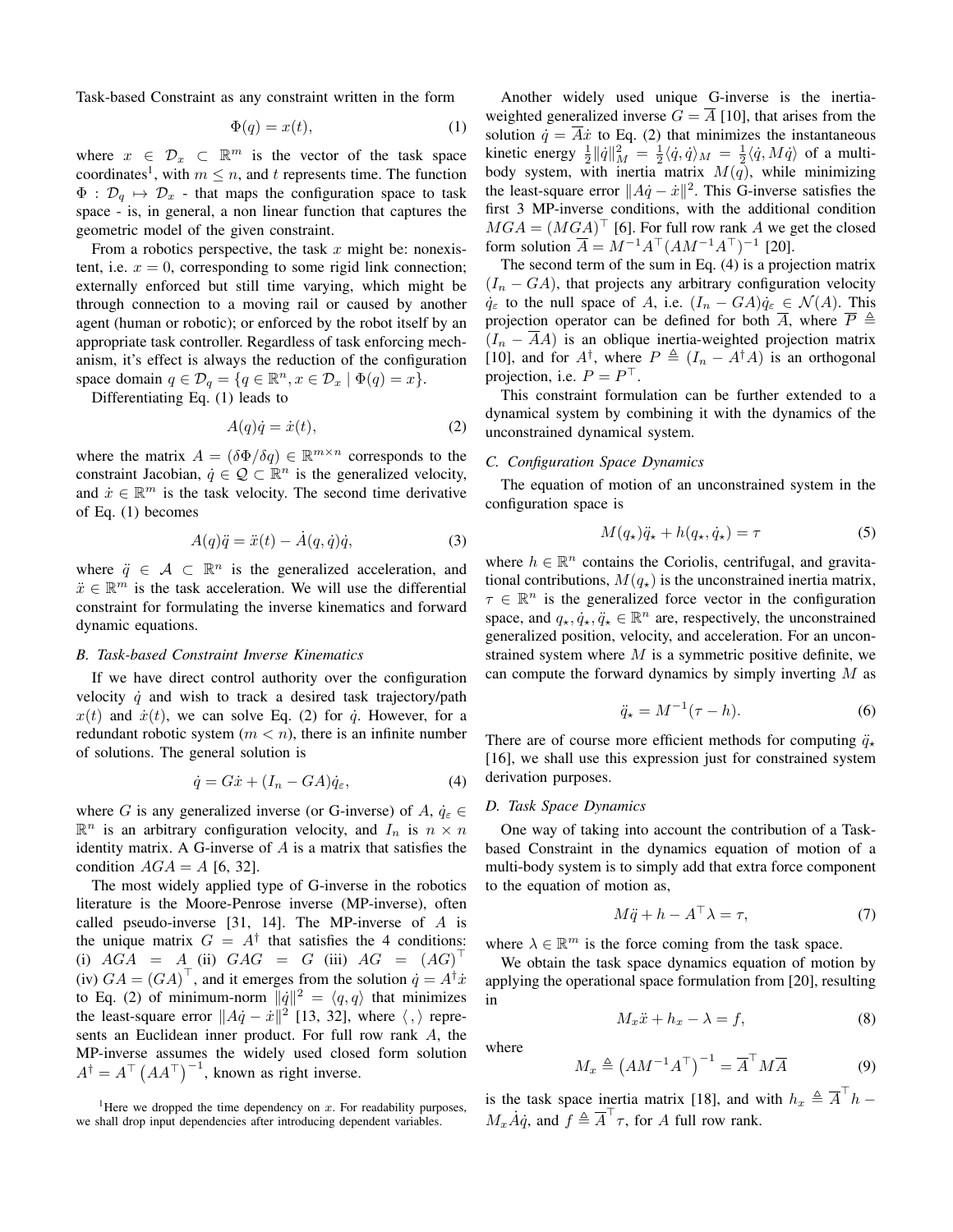Task-based Constraint as any constraint written in the form

$$\Phi(q) = x(t), \tag{1}$$

where $x \in \mathcal{D}_x \subset \mathbb{R}^m$ is the vector of the task space coordinates[1], with $m \leq n$, and $t$ represents time. The function $\Phi : \mathcal{D}_q \mapsto \mathcal{D}_x$ - that maps the configuration space to task space - is, in general, a non linear function that captures the geometric model of the given constraint.

From a robotics perspective, the task $x$ might be: nonexistent, i.e. $x = 0$, corresponding to some rigid link connection; externally enforced but still time varying, which might be through connection to a moving rail or caused by another agent (human or robotic); or enforced by the robot itself by an appropriate task controller. Regardless of task enforcing mechanism, it's effect is always the reduction of the configuration space domain $q \in \mathcal{D}_q = \{q \in \mathbb{R}^n, x \in \mathcal{D}_x \mid \Phi(q) = x\}$.

Differentiating Eq. (1) leads to

$$A(q)\dot{q} = \dot{x}(t), \tag{2}$$

where the matrix $A = (\delta\Phi/\delta q) \in \mathbb{R}^{m\times n}$ corresponds to the constraint Jacobian, $\dot{q} \in \mathcal{Q} \subset \mathbb{R}^n$ is the generalized velocity, and $\dot{x} \in \mathbb{R}^m$ is the task velocity. The second time derivative of Eq. (1) becomes

$$A(q)\ddot{q} = \ddot{x}(t) - \dot{A}(q, \dot{q})\dot{q}, \tag{3}$$

where $\ddot{q} \in \mathcal{A} \subset \mathbb{R}^n$ is the generalized acceleration, and $\ddot{x} \in \mathbb{R}^m$ is the task acceleration. We will use the differential constraint for formulating the inverse kinematics and forward dynamic equations.

### B. Task-based Constraint Inverse Kinematics

If we have direct control authority over the configuration velocity $\dot{q}$ and wish to track a desired task trajectory/path $x(t)$ and $\dot{x}(t)$, we can solve Eq. (2) for $\dot{q}$. However, for a redundant robotic system ($m < n$), there is an infinite number of solutions. The general solution is

$$\dot{q} = G\dot{x} + (I_n - GA)\dot{q}_\varepsilon, \tag{4}$$

where $G$ is any generalized inverse (or G-inverse) of $A$, $\dot{q}_\varepsilon \in \mathbb{R}^n$ is an arbitrary configuration velocity, and $I_n$ is $n \times n$ identity matrix. A G-inverse of $A$ is a matrix that satisfies the condition $AGA = A$ [6, 32].

The most widely applied type of G-inverse in the robotics literature is the Moore-Penrose inverse (MP-inverse), often called pseudo-inverse [31, 14]. The MP-inverse of $A$ is the unique matrix $G = A^\dagger$ that satisfies the 4 conditions: (i) $AGA = A$ (ii) $GAG = G$ (iii) $AG = (AG)^\top$ (iv) $GA = (GA)^\top$, and it emerges from the solution $\dot{q} = A^\dagger\dot{x}$ to Eq. (2) of minimum-norm $\|\dot{q}\|^2 = \langle q, q\rangle$ that minimizes the least-square error $\|A\dot{q} - \dot{x}\|^2$ [13, 32], where $\langle\, , \rangle$ represents an Euclidean inner product. For full row rank $A$, the MP-inverse assumes the widely used closed form solution $A^\dagger = A^\top\left(AA^\top\right)^{-1}$, known as right inverse.

[1]Here we dropped the time dependency on $x$. For readability purposes, we shall drop input dependencies after introducing dependent variables.

Another widely used unique G-inverse is the inertia-weighted generalized inverse $G = \overline{A}$ [10], that arises from the solution $\dot{q} = \overline{A}\dot{x}$ to Eq. (2) that minimizes the instantaneous kinetic energy $\frac{1}{2}\|\dot{q}\|_M^2 = \frac{1}{2}\langle \dot{q}, \dot{q}\rangle_M = \frac{1}{2}\langle \dot{q}, M\dot{q}\rangle$ of a multi-body system, with inertia matrix $M(q)$, while minimizing the least-square error $\|A\dot{q} - \dot{x}\|^2$. This G-inverse satisfies the first 3 MP-inverse conditions, with the additional condition $MGA = (MGA)^\top$ [6]. For full row rank $A$ we get the closed form solution $\overline{A} = M^{-1}A^\top(AM^{-1}A^\top)^{-1}$ [20].

The second term of the sum in Eq. (4) is a projection matrix $(I_n - GA)$, that projects any arbitrary configuration velocity $\dot{q}_\varepsilon$ to the null space of $A$, i.e. $(I_n - GA)\dot{q}_\varepsilon \in \mathcal{N}(A)$. This projection operator can be defined for both $\overline{A}$, where $\overline{P} \triangleq (I_n - \overline{A}A)$ is an oblique inertia-weighted projection matrix [10], and for $A^\dagger$, where $P \triangleq (I_n - A^\dagger A)$ is an orthogonal projection, i.e. $P = P^\top$.

This constraint formulation can be further extended to a dynamical system by combining it with the dynamics of the unconstrained dynamical system.

### C. Configuration Space Dynamics

The equation of motion of an unconstrained system in the configuration space is

$$M(q_\star)\ddot{q}_\star + h(q_\star, \dot{q}_\star) = \tau \tag{5}$$

where $h \in \mathbb{R}^n$ contains the Coriolis, centrifugal, and gravitational contributions, $M(q_\star)$ is the unconstrained inertia matrix, $\tau \in \mathbb{R}^n$ is the generalized force vector in the configuration space, and $q_\star, \dot{q}_\star, \ddot{q}_\star \in \mathbb{R}^n$ are, respectively, the unconstrained generalized position, velocity, and acceleration. For an unconstrained system where $M$ is a symmetric positive definite, we can compute the forward dynamics by simply inverting $M$ as

$$\ddot{q}_\star = M^{-1}(\tau - h). \tag{6}$$

There are of course more efficient methods for computing $\ddot{q}_\star$ [16], we shall use this expression just for constrained system derivation purposes.

### D. Task Space Dynamics

One way of taking into account the contribution of a Task-based Constraint in the dynamics equation of motion of a multi-body system is to simply add that extra force component to the equation of motion as,

$$M\ddot{q} + h - A^\top\lambda = \tau, \tag{7}$$

where $\lambda \in \mathbb{R}^m$ is the force coming from the task space.

We obtain the task space dynamics equation of motion by applying the operational space formulation from [20], resulting in

$$M_x\ddot{x} + h_x - \lambda = f, \tag{8}$$

where

$$M_x \triangleq \left(AM^{-1}A^\top\right)^{-1} = \overline{A}^\top M\overline{A} \tag{9}$$

is the task space inertia matrix [18], and with $h_x \triangleq \overline{A}^\top h - M_x\dot{A}\dot{q}$, and $f \triangleq \overline{A}^\top\tau$, for $A$ full row rank.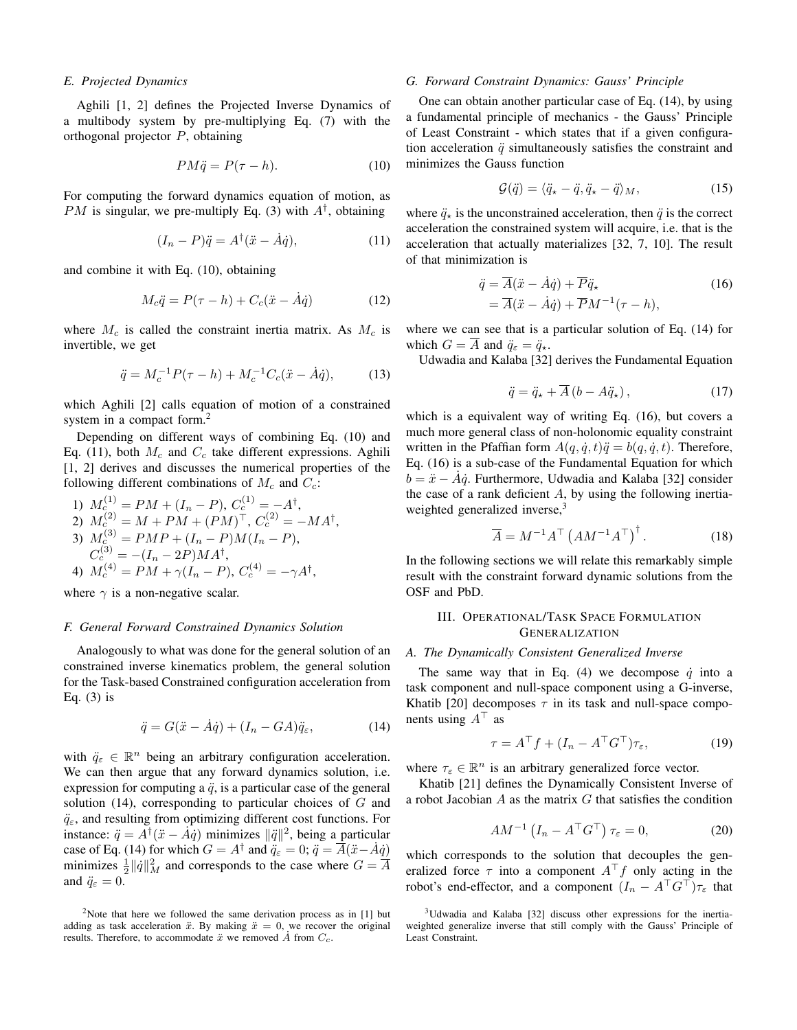### E. Projected Dynamics

Aghili [1, 2] defines the Projected Inverse Dynamics of a multibody system by pre-multiplying Eq. (7) with the orthogonal projector $P$, obtaining

$$PM\ddot{q} = P(\tau - h). \tag{10}$$

For computing the forward dynamics equation of motion, as $PM$ is singular, we pre-multiply Eq. (3) with $A^\dagger$, obtaining

$$(I_n - P)\ddot{q} = A^\dagger(\ddot{x} - \dot{A}\dot{q}), \tag{11}$$

and combine it with Eq. (10), obtaining

$$M_c\ddot{q} = P(\tau - h) + C_c(\ddot{x} - \dot{A}\dot{q}) \tag{12}$$

where $M_c$ is called the constraint inertia matrix. As $M_c$ is invertible, we get

$$\ddot{q} = M_c^{-1}P(\tau - h) + M_c^{-1}C_c(\ddot{x} - \dot{A}\dot{q}), \tag{13}$$

which Aghili [2] calls equation of motion of a constrained system in a compact form.[2]

Depending on different ways of combining Eq. (10) and Eq. (11), both $M_c$ and $C_c$ take different expressions. Aghili [1, 2] derives and discusses the numerical properties of the following different combinations of $M_c$ and $C_c$:

1) $M_c^{(1)} = PM + (I_n - P)$, $C_c^{(1)} = -A^\dagger$,
2) $M_c^{(2)} = M + PM + (PM)^\top$, $C_c^{(2)} = -MA^\dagger$,
3) $M_c^{(3)} = PMP + (I_n - P)M(I_n - P)$, $C_c^{(3)} = -(I_n - 2P)MA^\dagger$,
4) $M_c^{(4)} = PM + \gamma(I_n - P)$, $C_c^{(4)} = -\gamma A^\dagger$,

where $\gamma$ is a non-negative scalar.

### F. General Forward Constrained Dynamics Solution

Analogously to what was done for the general solution of an constrained inverse kinematics problem, the general solution for the Task-based Constrained configuration acceleration from Eq. (3) is

$$\ddot{q} = G(\ddot{x} - \dot{A}\dot{q}) + (I_n - GA)\ddot{q}_\varepsilon, \tag{14}$$

with $\ddot{q}_\varepsilon \in \mathbb{R}^n$ being an arbitrary configuration acceleration. We can then argue that any forward dynamics solution, i.e. expression for computing a $\ddot{q}$, is a particular case of the general solution (14), corresponding to particular choices of $G$ and $\ddot{q}_\varepsilon$, and resulting from optimizing different cost functions. For instance: $\ddot{q} = A^\dagger(\ddot{x} - \dot{A}\dot{q})$ minimizes $\|\ddot{q}\|^2$, being a particular case of Eq. (14) for which $G = A^\dagger$ and $\ddot{q}_\varepsilon = 0$; $\ddot{q} = \overline{A}(\ddot{x} - \dot{A}\dot{q})$ minimizes $\frac{1}{2}\|\dot{q}\|_M^2$ and corresponds to the case where $G = \overline{A}$ and $\ddot{q}_\varepsilon = 0$.

[2] Note that here we followed the same derivation process as in [1] but adding as task acceleration $\ddot{x}$. By making $\ddot{x} = 0$, we recover the original results. Therefore, to accommodate $\ddot{x}$ we removed $\dot{A}$ from $C_c$.

### G. Forward Constraint Dynamics: Gauss' Principle

One can obtain another particular case of Eq. (14), by using a fundamental principle of mechanics - the Gauss' Principle of Least Constraint - which states that if a given configuration acceleration $\ddot{q}$ simultaneously satisfies the constraint and minimizes the Gauss function

$$\mathcal{G}(\ddot{q}) = \langle \ddot{q}_\star - \ddot{q}, \ddot{q}_\star - \ddot{q}\rangle_M, \tag{15}$$

where $\ddot{q}_\star$ is the unconstrained acceleration, then $\ddot{q}$ is the correct acceleration the constrained system will acquire, i.e. that is the acceleration that actually materializes [32, 7, 10]. The result of that minimization is

$$\begin{aligned}\ddot{q} &= \overline{A}(\ddot{x} - \dot{A}\dot{q}) + \overline{P}\ddot{q}_\star \\ &= \overline{A}(\ddot{x} - \dot{A}\dot{q}) + \overline{P}M^{-1}(\tau - h),\end{aligned} \tag{16}$$

where we can see that is a particular solution of Eq. (14) for which $G = \overline{A}$ and $\ddot{q}_\varepsilon = \ddot{q}_\star$.

Udwadia and Kalaba [32] derives the Fundamental Equation

$$\ddot{q} = \ddot{q}_\star + \overline{A}\left(b - A\ddot{q}_\star\right), \tag{17}$$

which is a equivalent way of writing Eq. (16), but covers a much more general class of non-holonomic equality constraint written in the Pfaffian form $A(q, \dot{q}, t)\ddot{q} = b(q, \dot{q}, t)$. Therefore, Eq. (16) is a sub-case of the Fundamental Equation for which $b = \ddot{x} - \dot{A}\dot{q}$. Furthermore, Udwadia and Kalaba [32] consider the case of a rank deficient $A$, by using the following inertia-weighted generalized inverse,[3]

$$\overline{A} = M^{-1}A^\top\left(AM^{-1}A^\top\right)^\dagger. \tag{18}$$

In the following sections we will relate this remarkably simple result with the constraint forward dynamic solutions from the OSF and PbD.

## III. Operational/Task Space Formulation Generalization

### A. The Dynamically Consistent Generalized Inverse

The same way that in Eq. (4) we decompose $\dot{q}$ into a task component and null-space component using a G-inverse, Khatib [20] decomposes $\tau$ in its task and null-space components using $A^\top$ as

$$\tau = A^\top f + (I_n - A^\top G^\top)\tau_\varepsilon, \tag{19}$$

where $\tau_\varepsilon \in \mathbb{R}^n$ is an arbitrary generalized force vector.

Khatib [21] defines the Dynamically Consistent Inverse of a robot Jacobian $A$ as the matrix $G$ that satisfies the condition

$$AM^{-1}\left(I_n - A^\top G^\top\right)\tau_\varepsilon = 0, \tag{20}$$

which corresponds to the solution that decouples the generalized force $\tau$ into a component $A^\top f$ only acting in the robot's end-effector, and a component $(I_n - A^\top G^\top)\tau_\varepsilon$ that

[3] Udwadia and Kalaba [32] discuss other expressions for the inertia-weighted generalize inverse that still comply with the Gauss' Principle of Least Constraint.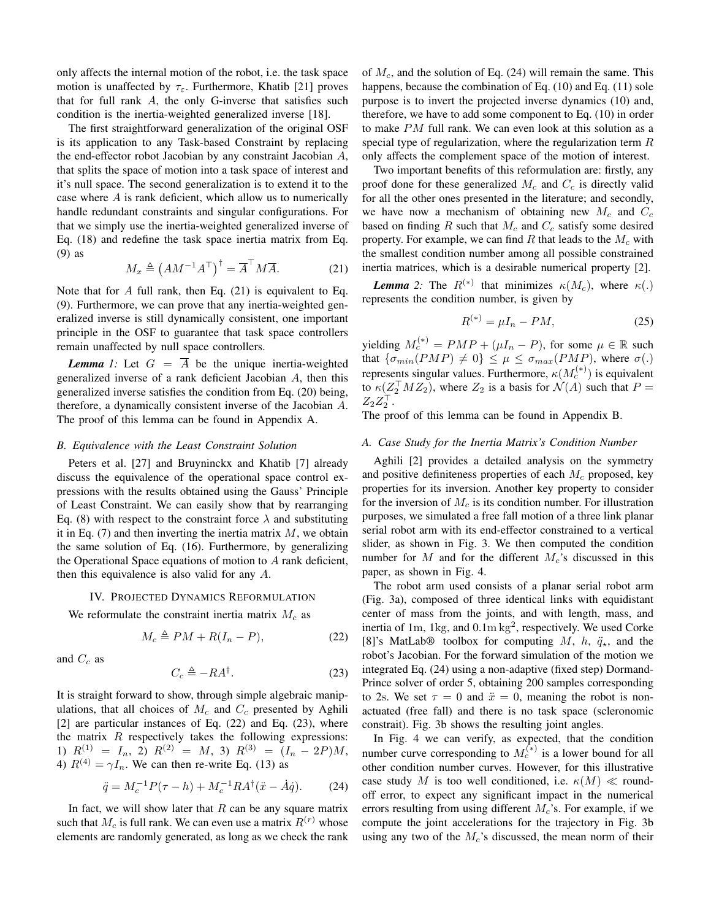only affects the internal motion of the robot, i.e. the task space motion is unaffected by $\tau_\varepsilon$. Furthermore, Khatib [21] proves that for full rank $A$, the only G-inverse that satisfies such condition is the inertia-weighted generalized inverse [18].

The first straightforward generalization of the original OSF is its application to any Task-based Constraint by replacing the end-effector robot Jacobian by any constraint Jacobian $A$, that splits the space of motion into a task space of interest and it's null space. The second generalization is to extend it to the case where $A$ is rank deficient, which allow us to numerically handle redundant constraints and singular configurations. For that we simply use the inertia-weighted generalized inverse of Eq. (18) and redefine the task space inertia matrix from Eq. (9) as

$$M_x \triangleq \left(AM^{-1}A^\top\right)^\dagger = \overline{A}^\top M\overline{A}. \tag{21}$$

Note that for $A$ full rank, then Eq. (21) is equivalent to Eq. (9). Furthermore, we can prove that any inertia-weighted generalized inverse is still dynamically consistent, one important principle in the OSF to guarantee that task space controllers remain unaffected by null space controllers.

***Lemma 1:*** Let $G = \overline{A}$ be the unique inertia-weighted generalized inverse of a rank deficient Jacobian $A$, then this generalized inverse satisfies the condition from Eq. (20) being, therefore, a dynamically consistent inverse of the Jacobian $A$. The proof of this lemma can be found in Appendix A.

### *B. Equivalence with the Least Constraint Solution*

Peters et al. [27] and Bruyninckx and Khatib [7] already discuss the equivalence of the operational space control expressions with the results obtained using the Gauss' Principle of Least Constraint. We can easily show that by rearranging Eq. (8) with respect to the constraint force $\lambda$ and substituting it in Eq. (7) and then inverting the inertia matrix $M$, we obtain the same solution of Eq. (16). Furthermore, by generalizing the Operational Space equations of motion to $A$ rank deficient, then this equivalence is also valid for any $A$.

## IV. Projected Dynamics Reformulation

We reformulate the constraint inertia matrix $M_c$ as

$$M_c \triangleq PM + R(I_n - P), \tag{22}$$

and $C_c$ as

$$C_c \triangleq -RA^\dagger. \tag{23}$$

It is straight forward to show, through simple algebraic manipulations, that all choices of $M_c$ and $C_c$ presented by Aghili [2] are particular instances of Eq. (22) and Eq. (23), where the matrix $R$ respectively takes the following expressions: 1) $R^{(1)} = I_n$, 2) $R^{(2)} = M$, 3) $R^{(3)} = (I_n - 2P)M$, 4) $R^{(4)} = \gamma I_n$. We can then re-write Eq. (13) as

$$\ddot{q} = M_c^{-1}P(\tau - h) + M_c^{-1}RA^\dagger(\ddot{x} - \dot{A}\dot{q}). \tag{24}$$

In fact, we will show later that $R$ can be any square matrix such that $M_c$ is full rank. We can even use a matrix $R^{(r)}$ whose elements are randomly generated, as long as we check the rank of $M_c$, and the solution of Eq. (24) will remain the same. This happens, because the combination of Eq. (10) and Eq. (11) sole purpose is to invert the projected inverse dynamics (10) and, therefore, we have to add some component to Eq. (10) in order to make $PM$ full rank. We can even look at this solution as a special type of regularization, where the regularization term $R$ only affects the complement space of the motion of interest.

Two important benefits of this reformulation are: firstly, any proof done for these generalized $M_c$ and $C_c$ is directly valid for all the other ones presented in the literature; and secondly, we have now a mechanism of obtaining new $M_c$ and $C_c$ based on finding $R$ such that $M_c$ and $C_c$ satisfy some desired property. For example, we can find $R$ that leads to the $M_c$ with the smallest condition number among all possible constrained inertia matrices, which is a desirable numerical property [2].

***Lemma 2:*** The $R^{(*)}$ that minimizes $\kappa(M_c)$, where $\kappa(.)$ represents the condition number, is given by

$$R^{(*)} = \mu I_n - PM, \tag{25}$$

yielding $M_c^{(*)} = PMP + (\mu I_n - P)$, for some $\mu \in \mathbb{R}$ such that $\{\sigma_{min}(PMP) \neq 0\} \leq \mu \leq \sigma_{max}(PMP)$, where $\sigma(.)$ represents singular values. Furthermore, $\kappa(M_c^{(*)})$ is equivalent to $\kappa(Z_2^\top MZ_2)$, where $Z_2$ is a basis for $\mathcal{N}(A)$ such that $P = Z_2Z_2^\top$.

The proof of this lemma can be found in Appendix B.

### *A. Case Study for the Inertia Matrix's Condition Number*

Aghili [2] provides a detailed analysis on the symmetry and positive definiteness properties of each $M_c$ proposed, key properties for its inversion. Another key property to consider for the inversion of $M_c$ is its condition number. For illustration purposes, we simulated a free fall motion of a three link planar serial robot arm with its end-effector constrained to a vertical slider, as shown in Fig. 3. We then computed the condition number for $M$ and for the different $M_c$'s discussed in this paper, as shown in Fig. 4.

The robot arm used consists of a planar serial robot arm (Fig. 3a), composed of three identical links with equidistant center of mass from the joints, and with length, mass, and inertia of $1\mathrm{m}$, $1\mathrm{kg}$, and $0.1\mathrm{m\,kg}^2$, respectively. We used Corke [8]'s MatLab® toolbox for computing $M$, $h$, $\ddot{q}_\star$, and the robot's Jacobian. For the forward simulation of the motion we integrated Eq. (24) using a non-adaptive (fixed step) Dormand-Prince solver of order 5, obtaining 200 samples corresponding to 2s. We set $\tau = 0$ and $\ddot{x} = 0$, meaning the robot is non-actuated (free fall) and there is no task space (scleronomic constraint). Fig. 3b shows the resulting joint angles.

In Fig. 4 we can verify, as expected, that the condition number curve corresponding to $M_c^{(*)}$ is a lower bound for all other condition number curves. However, for this illustrative case study $M$ is too well conditioned, i.e. $\kappa(M) \ll$ round-off error, to expect any significant impact in the numerical errors resulting from using different $M_c$'s. For example, if we compute the joint accelerations for the trajectory in Fig. 3b using any two of the $M_c$'s discussed, the mean norm of their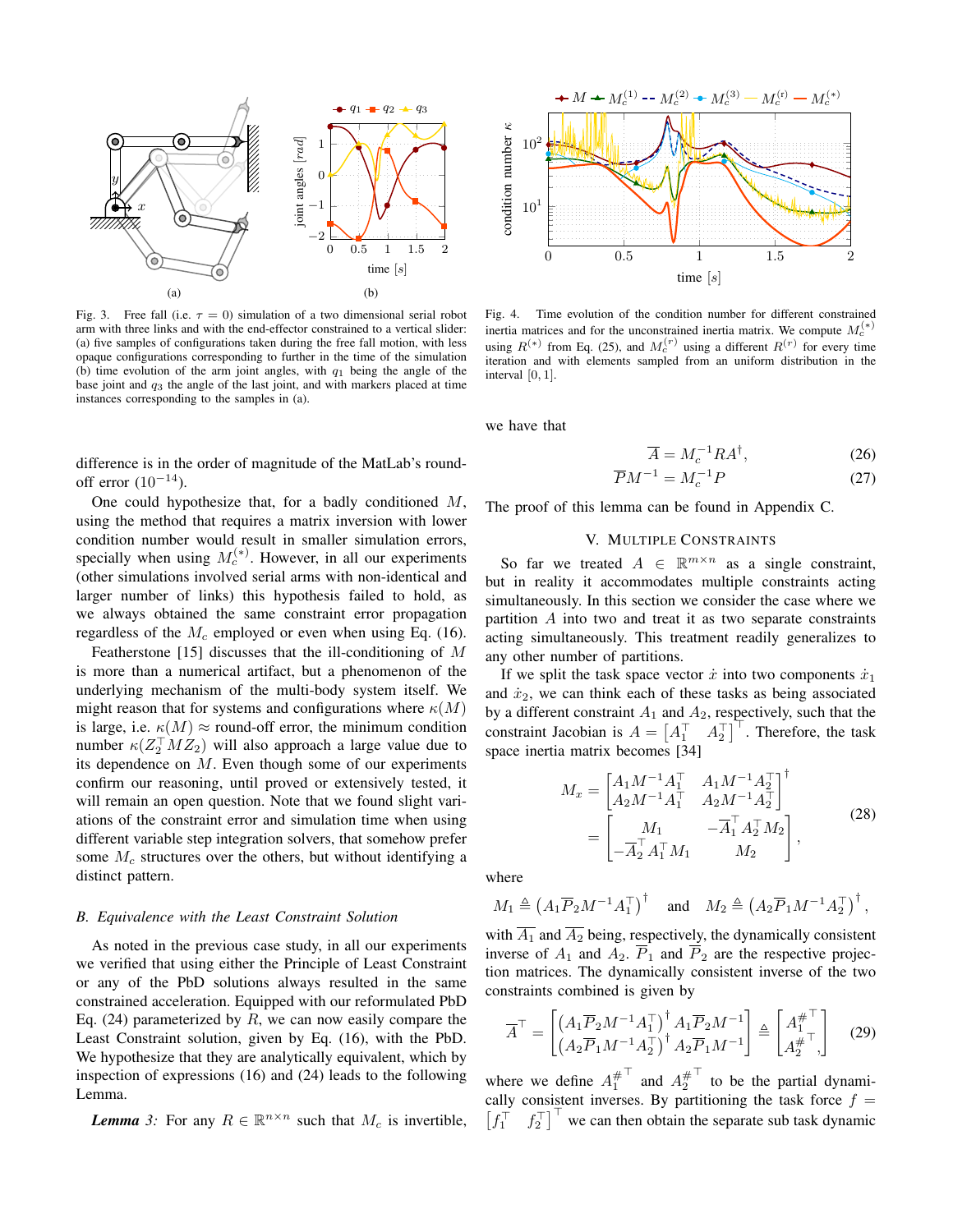Fig. 3. Free fall (i.e. $\tau = 0$) simulation of a two dimensional serial robot arm with three links and with the end-effector constrained to a vertical slider: (a) five samples of configurations taken during the free fall motion, with less opaque configurations corresponding to further in the time of the simulation (b) time evolution of the arm joint angles, with $q_1$ being the angle of the base joint and $q_3$ the angle of the last joint, and with markers placed at time instances corresponding to the samples in (a).

Fig. 4. Time evolution of the condition number for different constrained inertia matrices and for the unconstrained inertia matrix. We compute $M_c^{(*)}$ using $R^{(*)}$ from Eq. (25), and $M_c^{(r)}$ using a different $R^{(r)}$ for every time iteration and with elements sampled from an uniform distribution in the interval $[0, 1]$.

difference is in the order of magnitude of the MatLab's round-off error ($10^{-14}$).

One could hypothesize that, for a badly conditioned $M$, using the method that requires a matrix inversion with lower condition number would result in smaller simulation errors, specially when using $M_c^{(*)}$. However, in all our experiments (other simulations involved serial arms with non-identical and larger number of links) this hypothesis failed to hold, as we always obtained the same constraint error propagation regardless of the $M_c$ employed or even when using Eq. (16).

Featherstone [15] discusses that the ill-conditioning of $M$ is more than a numerical artifact, but a phenomenon of the underlying mechanism of the multi-body system itself. We might reason that for systems and configurations where $\kappa(M)$ is large, i.e. $\kappa(M) \approx$ round-off error, the minimum condition number $\kappa(Z_2^\top M Z_2)$ will also approach a large value due to its dependence on $M$. Even though some of our experiments confirm our reasoning, until proved or extensively tested, it will remain an open question. Note that we found slight variations of the constraint error and simulation time when using different variable step integration solvers, that somehow prefer some $M_c$ structures over the others, but without identifying a distinct pattern.

### B. Equivalence with the Least Constraint Solution

As noted in the previous case study, in all our experiments we verified that using either the Principle of Least Constraint or any of the PbD solutions always resulted in the same constrained acceleration. Equipped with our reformulated PbD Eq. (24) parameterized by $R$, we can now easily compare the Least Constraint solution, given by Eq. (16), with the PbD. We hypothesize that they are analytically equivalent, which by inspection of expressions (16) and (24) leads to the following Lemma.

***Lemma 3:*** For any $R \in \mathbb{R}^{n\times n}$ such that $M_c$ is invertible, we have that

$$\overline{A} = M_c^{-1} R A^\dagger, \tag{26}$$
$$\overline{P} M^{-1} = M_c^{-1} P \tag{27}$$

The proof of this lemma can be found in Appendix C.

## V. Multiple Constraints

So far we treated $A \in \mathbb{R}^{m\times n}$ as a single constraint, but in reality it accommodates multiple constraints acting simultaneously. In this section we consider the case where we partition $A$ into two and treat it as two separate constraints acting simultaneously. This treatment readily generalizes to any other number of partitions.

If we split the task space vector $\dot{x}$ into two components $\dot{x}_1$ and $\dot{x}_2$, we can think each of these tasks as being associated by a different constraint $A_1$ and $A_2$, respectively, such that the constraint Jacobian is $A = \begin{bmatrix} A_1^\top & A_2^\top \end{bmatrix}^\top$. Therefore, the task space inertia matrix becomes [34]

$$\begin{aligned} M_x &= \begin{bmatrix} A_1 M^{-1} A_1^\top & A_1 M^{-1} A_2^\top \\ A_2 M^{-1} A_1^\top & A_2 M^{-1} A_2^\top \end{bmatrix}^\dagger \\ &= \begin{bmatrix} M_1 & -\overline{A}_1^\top A_2^\top M_2 \\ -\overline{A}_2^\top A_1^\top M_1 & M_2 \end{bmatrix}, \end{aligned} \tag{28}$$

where

$$M_1 \triangleq \left(A_1 \overline{P}_2 M^{-1} A_1^\top\right)^\dagger \quad \text{and} \quad M_2 \triangleq \left(A_2 \overline{P}_1 M^{-1} A_2^\top\right)^\dagger,$$

with $\overline{A_1}$ and $\overline{A_2}$ being, respectively, the dynamically consistent inverse of $A_1$ and $A_2$. $\overline{P}_1$ and $\overline{P}_2$ are the respective projection matrices. The dynamically consistent inverse of the two constraints combined is given by

$$\overline{A}^\top = \begin{bmatrix} \left(A_1 \overline{P}_2 M^{-1} A_1^\top\right)^\dagger A_1 \overline{P}_2 M^{-1} \\ \left(A_2 \overline{P}_1 M^{-1} A_2^\top\right)^\dagger A_2 \overline{P}_1 M^{-1} \end{bmatrix} \triangleq \begin{bmatrix} A_1^{\#\top} \\ A_2^{\#\top} \end{bmatrix}, \tag{29}$$

where we define $A_1^{\#\top}$ and $A_2^{\#\top}$ to be the partial dynamically consistent inverses. By partitioning the task force $f = \begin{bmatrix} f_1^\top & f_2^\top \end{bmatrix}^\top$ we can then obtain the separate sub task dynamic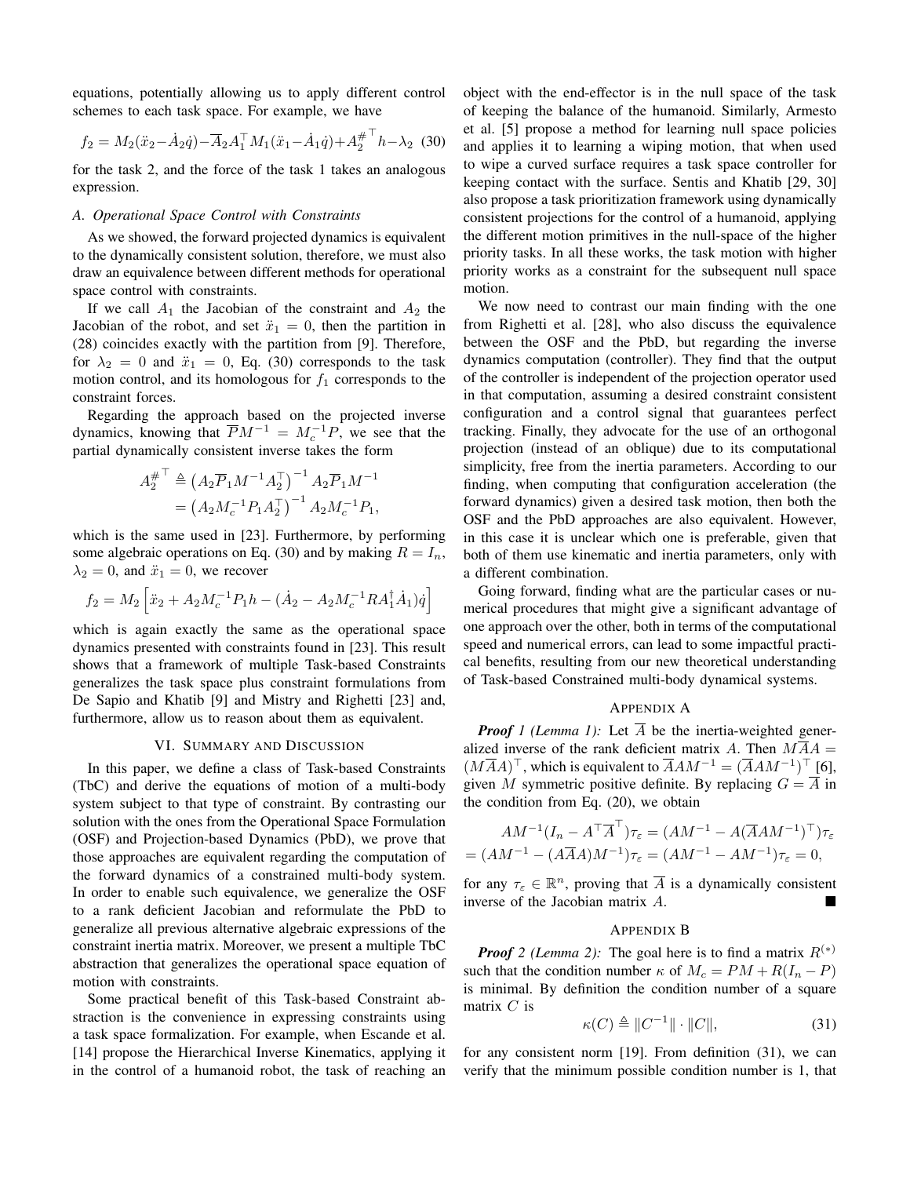equations, potentially allowing us to apply different control schemes to each task space. For example, we have

$$f_2 = M_2(\ddot{x}_2 - \dot{A}_2\dot{q}) - \overline{A}_2 A_1^\top M_1(\ddot{x}_1 - \dot{A}_1\dot{q}) + A_2^{\#^\top} h - \lambda_2 \quad (30)$$

for the task 2, and the force of the task 1 takes an analogous expression.

### A. Operational Space Control with Constraints

As we showed, the forward projected dynamics is equivalent to the dynamically consistent solution, therefore, we must also draw an equivalence between different methods for operational space control with constraints.

If we call $A_1$ the Jacobian of the constraint and $A_2$ the Jacobian of the robot, and set $\ddot{x}_1 = 0$, then the partition in (28) coincides exactly with the partition from [9]. Therefore, for $\lambda_2 = 0$ and $\ddot{x}_1 = 0$, Eq. (30) corresponds to the task motion control, and its homologous for $f_1$ corresponds to the constraint forces.

Regarding the approach based on the projected inverse dynamics, knowing that $\overline{P}M^{-1} = M_c^{-1}P$, we see that the partial dynamically consistent inverse takes the form

$$\begin{aligned} A_2^{\#^\top} &\triangleq \left(A_2\overline{P}_1M^{-1}A_2^\top\right)^{-1} A_2\overline{P}_1M^{-1} \\ &= \left(A_2M_c^{-1}P_1A_2^\top\right)^{-1} A_2M_c^{-1}P_1, \end{aligned}$$

which is the same used in [23]. Furthermore, by performing some algebraic operations on Eq. (30) and by making $R = I_n$, $\lambda_2 = 0$, and $\ddot{x}_1 = 0$, we recover

$$f_2 = M_2\left[\ddot{x}_2 + A_2M_c^{-1}P_1h - (\dot{A}_2 - A_2M_c^{-1}RA_1^\dagger\dot{A}_1)\dot{q}\right]$$

which is again exactly the same as the operational space dynamics presented with constraints found in [23]. This result shows that a framework of multiple Task-based Constraints generalizes the task space plus constraint formulations from De Sapio and Khatib [9] and Mistry and Righetti [23] and, furthermore, allow us to reason about them as equivalent.

## VI. Summary and Discussion

In this paper, we define a class of Task-based Constraints (TbC) and derive the equations of motion of a multi-body system subject to that type of constraint. By contrasting our solution with the ones from the Operational Space Formulation (OSF) and Projection-based Dynamics (PbD), we prove that those approaches are equivalent regarding the computation of the forward dynamics of a constrained multi-body system. In order to enable such equivalence, we generalize the OSF to a rank deficient Jacobian and reformulate the PbD to generalize all previous alternative algebraic expressions of the constraint inertia matrix. Moreover, we present a multiple TbC abstraction that generalizes the operational space equation of motion with constraints.

Some practical benefit of this Task-based Constraint abstraction is the convenience in expressing constraints using a task space formalization. For example, when Escande et al. [14] propose the Hierarchical Inverse Kinematics, applying it in the control of a humanoid robot, the task of reaching an object with the end-effector is in the null space of the task of keeping the balance of the humanoid. Similarly, Armesto et al. [5] propose a method for learning null space policies and applies it to learning a wiping motion, that when used to wipe a curved surface requires a task space controller for keeping contact with the surface. Sentis and Khatib [29, 30] also propose a task prioritization framework using dynamically consistent projections for the control of a humanoid, applying the different motion primitives in the null-space of the higher priority tasks. In all these works, the task motion with higher priority works as a constraint for the subsequent null space motion.

We now need to contrast our main finding with the one from Righetti et al. [28], who also discuss the equivalence between the OSF and the PbD, but regarding the inverse dynamics computation (controller). They find that the output of the controller is independent of the projection operator used in that computation, assuming a desired constraint consistent configuration and a control signal that guarantees perfect tracking. Finally, they advocate for the use of an orthogonal projection (instead of an oblique) due to its computational simplicity, free from the inertia parameters. According to our finding, when computing that configuration acceleration (the forward dynamics) given a desired task motion, then both the OSF and the PbD approaches are also equivalent. However, in this case it is unclear which one is preferable, given that both of them use kinematic and inertia parameters, only with a different combination.

Going forward, finding what are the particular cases or numerical procedures that might give a significant advantage of one approach over the other, both in terms of the computational speed and numerical errors, can lead to some impactful practical benefits, resulting from our new theoretical understanding of Task-based Constrained multi-body dynamical systems.

## Appendix A

***Proof** 1 (Lemma 1):* Let $\overline{A}$ be the inertia-weighted generalized inverse of the rank deficient matrix $A$. Then $M\overline{A}A = (M\overline{A}A)^\top$, which is equivalent to $\overline{A}AM^{-1} = (\overline{A}AM^{-1})^\top$ [6], given $M$ symmetric positive definite. By replacing $G = \overline{A}$ in the condition from Eq. (20), we obtain

$$\begin{aligned} &AM^{-1}(I_n - A^\top\overline{A}^\top)\tau_\varepsilon = (AM^{-1} - A(\overline{A}AM^{-1})^\top)\tau_\varepsilon \\ &= (AM^{-1} - (A\overline{A}A)M^{-1})\tau_\varepsilon = (AM^{-1} - AM^{-1})\tau_\varepsilon = 0, \end{aligned}$$

for any $\tau_\varepsilon \in \mathbb{R}^n$, proving that $\overline{A}$ is a dynamically consistent inverse of the Jacobian matrix $A$. ∎

## Appendix B

***Proof** 2 (Lemma 2):* The goal here is to find a matrix $R^{(*)}$ such that the condition number $\kappa$ of $M_c = PM + R(I_n - P)$ is minimal. By definition the condition number of a square matrix $C$ is

$$\kappa(C) \triangleq \|C^{-1}\| \cdot \|C\|, \quad (31)$$

for any consistent norm [19]. From definition (31), we can verify that the minimum possible condition number is 1, that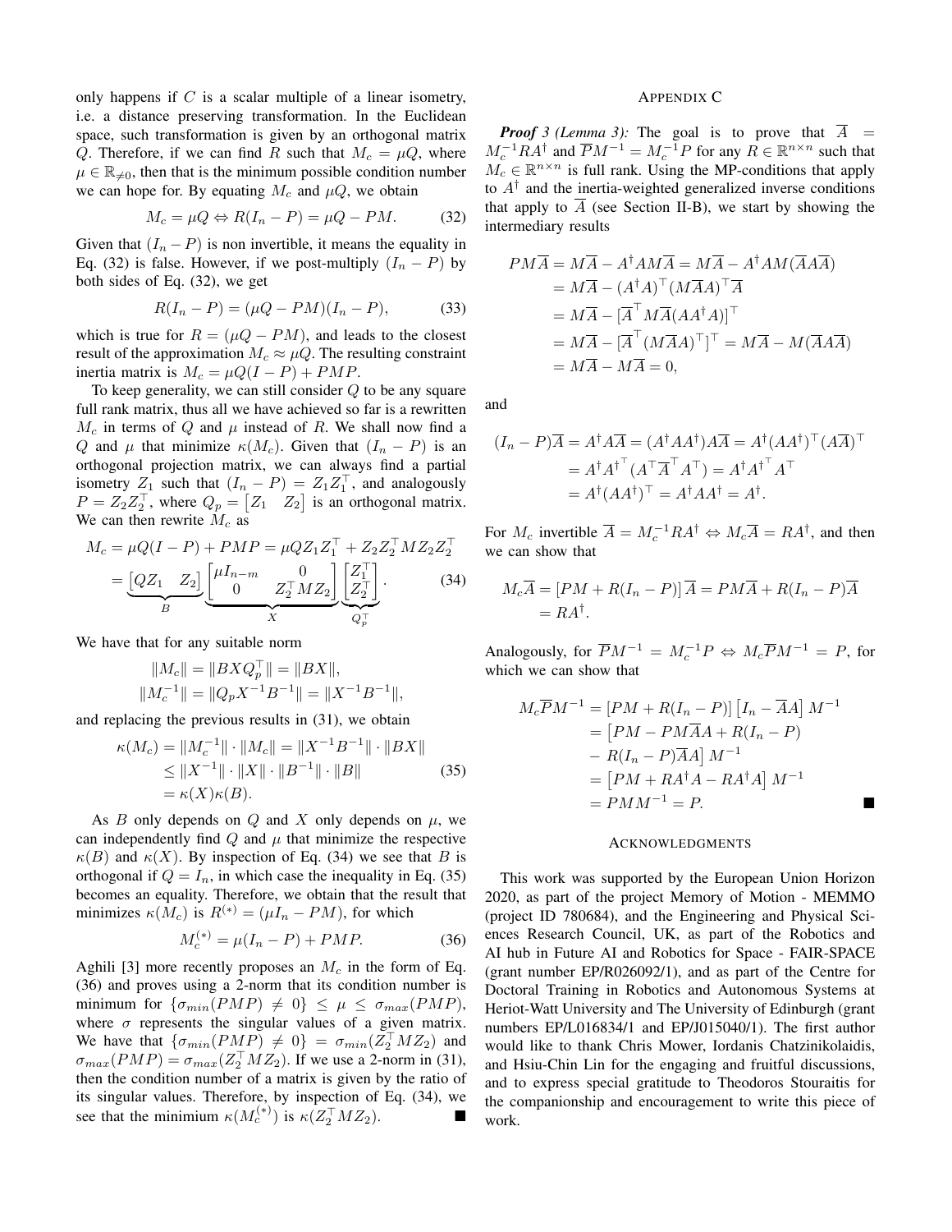only happens if $C$ is a scalar multiple of a linear isometry, i.e. a distance preserving transformation. In the Euclidean space, such transformation is given by an orthogonal matrix $Q$. Therefore, if we can find $R$ such that $M_c = \mu Q$, where $\mu \in \mathbb{R}_{\neq 0}$, then that is the minimum possible condition number we can hope for. By equating $M_c$ and $\mu Q$, we obtain

$$M_c = \mu Q \Leftrightarrow R(I_n - P) = \mu Q - PM. \tag{32}$$

Given that $(I_n - P)$ is non invertible, it means the equality in Eq. (32) is false. However, if we post-multiply $(I_n - P)$ by both sides of Eq. (32), we get

$$R(I_n - P) = (\mu Q - PM)(I_n - P), \tag{33}$$

which is true for $R = (\mu Q - PM)$, and leads to the closest result of the approximation $M_c \approx \mu Q$. The resulting constraint inertia matrix is $M_c = \mu Q(I - P) + PMP$.

To keep generality, we can still consider $Q$ to be any square full rank matrix, thus all we have achieved so far is a rewritten $M_c$ in terms of $Q$ and $\mu$ instead of $R$. We shall now find a $Q$ and $\mu$ that minimize $\kappa(M_c)$. Given that $(I_n - P)$ is an orthogonal projection matrix, we can always find a partial isometry $Z_1$ such that $(I_n - P) = Z_1 Z_1^\top$, and analogously $P = Z_2 Z_2^\top$, where $Q_p = \begin{bmatrix} Z_1 & Z_2 \end{bmatrix}$ is an orthogonal matrix. We can then rewrite $M_c$ as

$$\begin{aligned} M_c &= \mu Q(I - P) + PMP = \mu Q Z_1 Z_1^\top + Z_2 Z_2^\top M Z_2 Z_2^\top \\ &= \underbrace{\begin{bmatrix} QZ_1 & Z_2 \end{bmatrix}}_{B} \underbrace{\begin{bmatrix} \mu I_{n-m} & 0 \\ 0 & Z_2^\top M Z_2 \end{bmatrix}}_{X} \underbrace{\begin{bmatrix} Z_1^\top \\ Z_2^\top \end{bmatrix}}_{Q_p^\top}. \end{aligned} \tag{34}$$

We have that for any suitable norm

$$\begin{aligned} \|M_c\| &= \|BXQ_p^\top\| = \|BX\|, \\ \|M_c^{-1}\| &= \|Q_p X^{-1} B^{-1}\| = \|X^{-1}B^{-1}\|, \end{aligned}$$

and replacing the previous results in (31), we obtain

$$\begin{aligned} \kappa(M_c) &= \|M_c^{-1}\| \cdot \|M_c\| = \|X^{-1}B^{-1}\| \cdot \|BX\| \\ &\leq \|X^{-1}\| \cdot \|X\| \cdot \|B^{-1}\| \cdot \|B\| \\ &= \kappa(X)\kappa(B). \end{aligned} \tag{35}$$

As $B$ only depends on $Q$ and $X$ only depends on $\mu$, we can independently find $Q$ and $\mu$ that minimize the respective $\kappa(B)$ and $\kappa(X)$. By inspection of Eq. (34) we see that $B$ is orthogonal if $Q = I_n$, in which case the inequality in Eq. (35) becomes an equality. Therefore, we obtain that the result that minimizes $\kappa(M_c)$ is $R^{(*)} = (\mu I_n - PM)$, for which

$$M_c^{(*)} = \mu(I_n - P) + PMP. \tag{36}$$

Aghili [3] more recently proposes an $M_c$ in the form of Eq. (36) and proves using a 2-norm that its condition number is minimum for $\{\sigma_{min}(PMP) \neq 0\} \leq \mu \leq \sigma_{max}(PMP)$, where $\sigma$ represents the singular values of a given matrix. We have that $\{\sigma_{min}(PMP) \neq 0\} = \sigma_{min}(Z_2^\top M Z_2)$ and $\sigma_{max}(PMP) = \sigma_{max}(Z_2^\top M Z_2)$. If we use a 2-norm in (31), then the condition number of a matrix is given by the ratio of its singular values. Therefore, by inspection of Eq. (34), we see that the minimium $\kappa(M_c^{(*)})$ is $\kappa(Z_2^\top M Z_2)$. ∎

## Appendix C

***Proof 3 (Lemma 3):*** The goal is to prove that $\overline{A} = M_c^{-1} R A^\dagger$ and $\overline{P} M^{-1} = M_c^{-1} P$ for any $R \in \mathbb{R}^{n \times n}$ such that $M_c \in \mathbb{R}^{n \times n}$ is full rank. Using the MP-conditions that apply to $A^\dagger$ and the inertia-weighted generalized inverse conditions that apply to $\overline{A}$ (see Section II-B), we start by showing the intermediary results

$$\begin{aligned} PM\overline{A} &= M\overline{A} - A^\dagger A M \overline{A} = M\overline{A} - A^\dagger A M(\overline{A} A \overline{A}) \\ &= M\overline{A} - (A^\dagger A)^\top (M\overline{A}A)^\top \overline{A} \\ &= M\overline{A} - [\overline{A}^\top M \overline{A}(AA^\dagger A)]^\top \\ &= M\overline{A} - [\overline{A}^\top (M\overline{A}A)^\top]^\top = M\overline{A} - M(\overline{A}A\overline{A}) \\ &= M\overline{A} - M\overline{A} = 0, \end{aligned}$$

and

$$\begin{aligned} (I_n - P)\overline{A} &= A^\dagger A \overline{A} = (A^\dagger A A^\dagger) A \overline{A} = A^\dagger (AA^\dagger)^\top (A\overline{A})^\top \\ &= A^\dagger A^{\dagger^\top} (A^\top \overline{A}^\top A^\top) = A^\dagger A^{\dagger^\top} A^\top \\ &= A^\dagger (AA^\dagger)^\top = A^\dagger A A^\dagger = A^\dagger. \end{aligned}$$

For $M_c$ invertible $\overline{A} = M_c^{-1} R A^\dagger \Leftrightarrow M_c \overline{A} = R A^\dagger$, and then we can show that

$$\begin{aligned} M_c \overline{A} &= [PM + R(I_n - P)]\,\overline{A} = PM\overline{A} + R(I_n - P)\overline{A} \\ &= RA^\dagger. \end{aligned}$$

Analogously, for $\overline{P} M^{-1} = M_c^{-1} P \Leftrightarrow M_c \overline{P} M^{-1} = P$, for which we can show that

$$\begin{aligned} M_c \overline{P} M^{-1} &= [PM + R(I_n - P)]\left[I_n - \overline{A}A\right] M^{-1} \\ &= \big[PM - PM\overline{A}A + R(I_n - P) \\ &\quad - R(I_n - P)\overline{A}A\big] M^{-1} \\ &= \left[PM + RA^\dagger A - RA^\dagger A\right] M^{-1} \\ &= PMM^{-1} = P. \end{aligned}$$

∎

## Acknowledgments

This work was supported by the European Union Horizon 2020, as part of the project Memory of Motion - MEMMO (project ID 780684), and the Engineering and Physical Sciences Research Council, UK, as part of the Robotics and AI hub in Future AI and Robotics for Space - FAIR-SPACE (grant number EP/R026092/1), and as part of the Centre for Doctoral Training in Robotics and Autonomous Systems at Heriot-Watt University and The University of Edinburgh (grant numbers EP/L016834/1 and EP/J015040/1). The first author would like to thank Chris Mower, Iordanis Chatzinikolaidis, and Hsiu-Chin Lin for the engaging and fruitful discussions, and to express special gratitude to Theodoros Stouraitis for the companionship and encouragement to write this piece of work.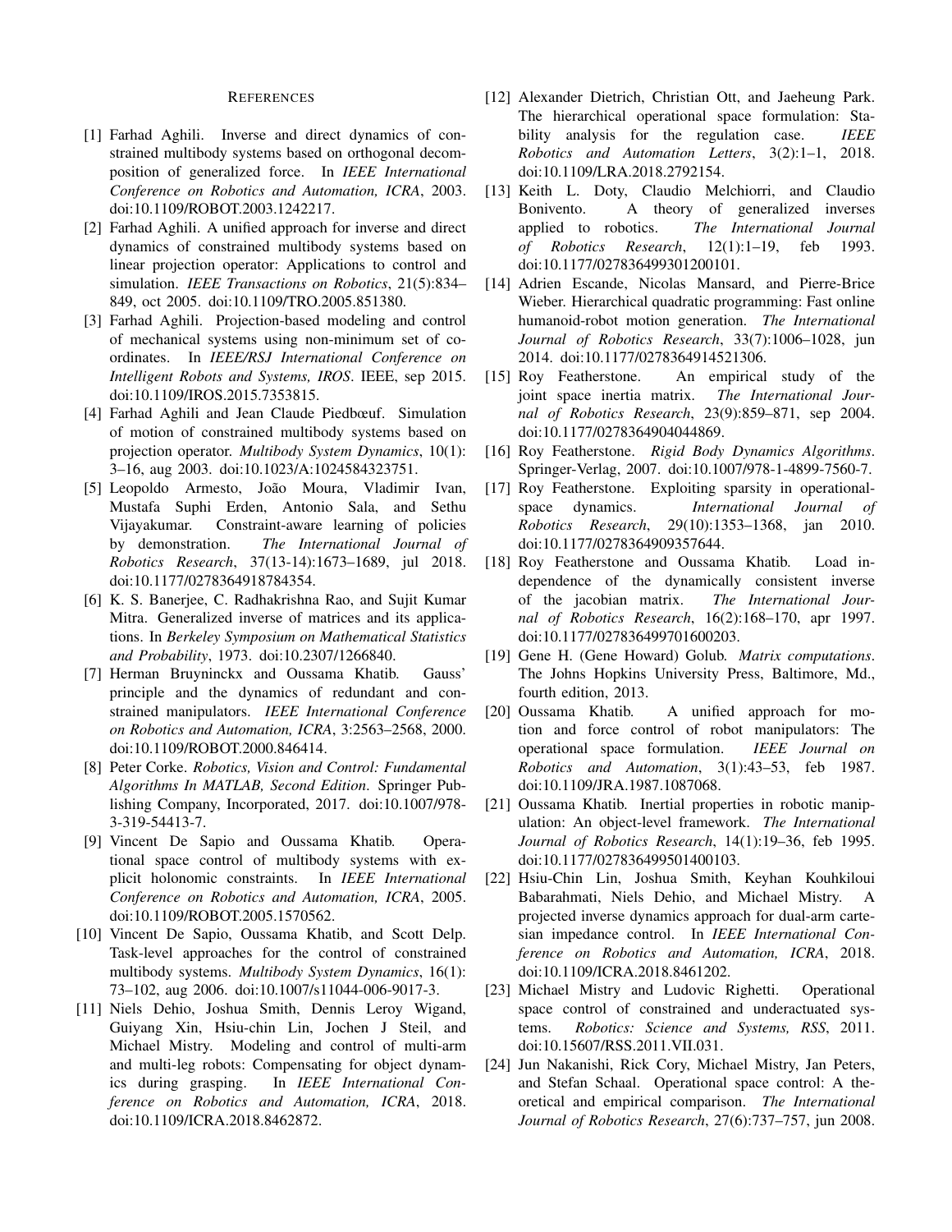# References

[1] Farhad Aghili. Inverse and direct dynamics of constrained multibody systems based on orthogonal decomposition of generalized force. In *IEEE International Conference on Robotics and Automation, ICRA*, 2003. doi:10.1109/ROBOT.2003.1242217.

[2] Farhad Aghili. A unified approach for inverse and direct dynamics of constrained multibody systems based on linear projection operator: Applications to control and simulation. *IEEE Transactions on Robotics*, 21(5):834–849, oct 2005. doi:10.1109/TRO.2005.851380.

[3] Farhad Aghili. Projection-based modeling and control of mechanical systems using non-minimum set of coordinates. In *IEEE/RSJ International Conference on Intelligent Robots and Systems, IROS*. IEEE, sep 2015. doi:10.1109/IROS.2015.7353815.

[4] Farhad Aghili and Jean Claude Piedbœuf. Simulation of motion of constrained multibody systems based on projection operator. *Multibody System Dynamics*, 10(1): 3–16, aug 2003. doi:10.1023/A:1024584323751.

[5] Leopoldo Armesto, João Moura, Vladimir Ivan, Mustafa Suphi Erden, Antonio Sala, and Sethu Vijayakumar. Constraint-aware learning of policies by demonstration. *The International Journal of Robotics Research*, 37(13-14):1673–1689, jul 2018. doi:10.1177/0278364918784354.

[6] K. S. Banerjee, C. Radhakrishna Rao, and Sujit Kumar Mitra. Generalized inverse of matrices and its applications. In *Berkeley Symposium on Mathematical Statistics and Probability*, 1973. doi:10.2307/1266840.

[7] Herman Bruyninckx and Oussama Khatib. Gauss' principle and the dynamics of redundant and constrained manipulators. *IEEE International Conference on Robotics and Automation, ICRA*, 3:2563–2568, 2000. doi:10.1109/ROBOT.2000.846414.

[8] Peter Corke. *Robotics, Vision and Control: Fundamental Algorithms In MATLAB, Second Edition*. Springer Publishing Company, Incorporated, 2017. doi:10.1007/978-3-319-54413-7.

[9] Vincent De Sapio and Oussama Khatib. Operational space control of multibody systems with explicit holonomic constraints. In *IEEE International Conference on Robotics and Automation, ICRA*, 2005. doi:10.1109/ROBOT.2005.1570562.

[10] Vincent De Sapio, Oussama Khatib, and Scott Delp. Task-level approaches for the control of constrained multibody systems. *Multibody System Dynamics*, 16(1): 73–102, aug 2006. doi:10.1007/s11044-006-9017-3.

[11] Niels Dehio, Joshua Smith, Dennis Leroy Wigand, Guiyang Xin, Hsiu-chin Lin, Jochen J Steil, and Michael Mistry. Modeling and control of multi-arm and multi-leg robots: Compensating for object dynamics during grasping. In *IEEE International Conference on Robotics and Automation, ICRA*, 2018. doi:10.1109/ICRA.2018.8462872.

[12] Alexander Dietrich, Christian Ott, and Jaeheung Park. The hierarchical operational space formulation: Stability analysis for the regulation case. *IEEE Robotics and Automation Letters*, 3(2):1–1, 2018. doi:10.1109/LRA.2018.2792154.

[13] Keith L. Doty, Claudio Melchiorri, and Claudio Bonivento. A theory of generalized inverses applied to robotics. *The International Journal of Robotics Research*, 12(1):1–19, feb 1993. doi:10.1177/027836499301200101.

[14] Adrien Escande, Nicolas Mansard, and Pierre-Brice Wieber. Hierarchical quadratic programming: Fast online humanoid-robot motion generation. *The International Journal of Robotics Research*, 33(7):1006–1028, jun 2014. doi:10.1177/0278364914521306.

[15] Roy Featherstone. An empirical study of the joint space inertia matrix. *The International Journal of Robotics Research*, 23(9):859–871, sep 2004. doi:10.1177/0278364904044869.

[16] Roy Featherstone. *Rigid Body Dynamics Algorithms*. Springer-Verlag, 2007. doi:10.1007/978-1-4899-7560-7.

[17] Roy Featherstone. Exploiting sparsity in operational-space dynamics. *International Journal of Robotics Research*, 29(10):1353–1368, jan 2010. doi:10.1177/0278364909357644.

[18] Roy Featherstone and Oussama Khatib. Load independence of the dynamically consistent inverse of the jacobian matrix. *The International Journal of Robotics Research*, 16(2):168–170, apr 1997. doi:10.1177/027836499701600203.

[19] Gene H. (Gene Howard) Golub. *Matrix computations*. The Johns Hopkins University Press, Baltimore, Md., fourth edition, 2013.

[20] Oussama Khatib. A unified approach for motion and force control of robot manipulators: The operational space formulation. *IEEE Journal on Robotics and Automation*, 3(1):43–53, feb 1987. doi:10.1109/JRA.1987.1087068.

[21] Oussama Khatib. Inertial properties in robotic manipulation: An object-level framework. *The International Journal of Robotics Research*, 14(1):19–36, feb 1995. doi:10.1177/027836499501400103.

[22] Hsiu-Chin Lin, Joshua Smith, Keyhan Kouhkiloui Babarahmati, Niels Dehio, and Michael Mistry. A projected inverse dynamics approach for dual-arm cartesian impedance control. In *IEEE International Conference on Robotics and Automation, ICRA*, 2018. doi:10.1109/ICRA.2018.8461202.

[23] Michael Mistry and Ludovic Righetti. Operational space control of constrained and underactuated systems. *Robotics: Science and Systems, RSS*, 2011. doi:10.15607/RSS.2011.VII.031.

[24] Jun Nakanishi, Rick Cory, Michael Mistry, Jan Peters, and Stefan Schaal. Operational space control: A theoretical and empirical comparison. *The International Journal of Robotics Research*, 27(6):737–757, jun 2008.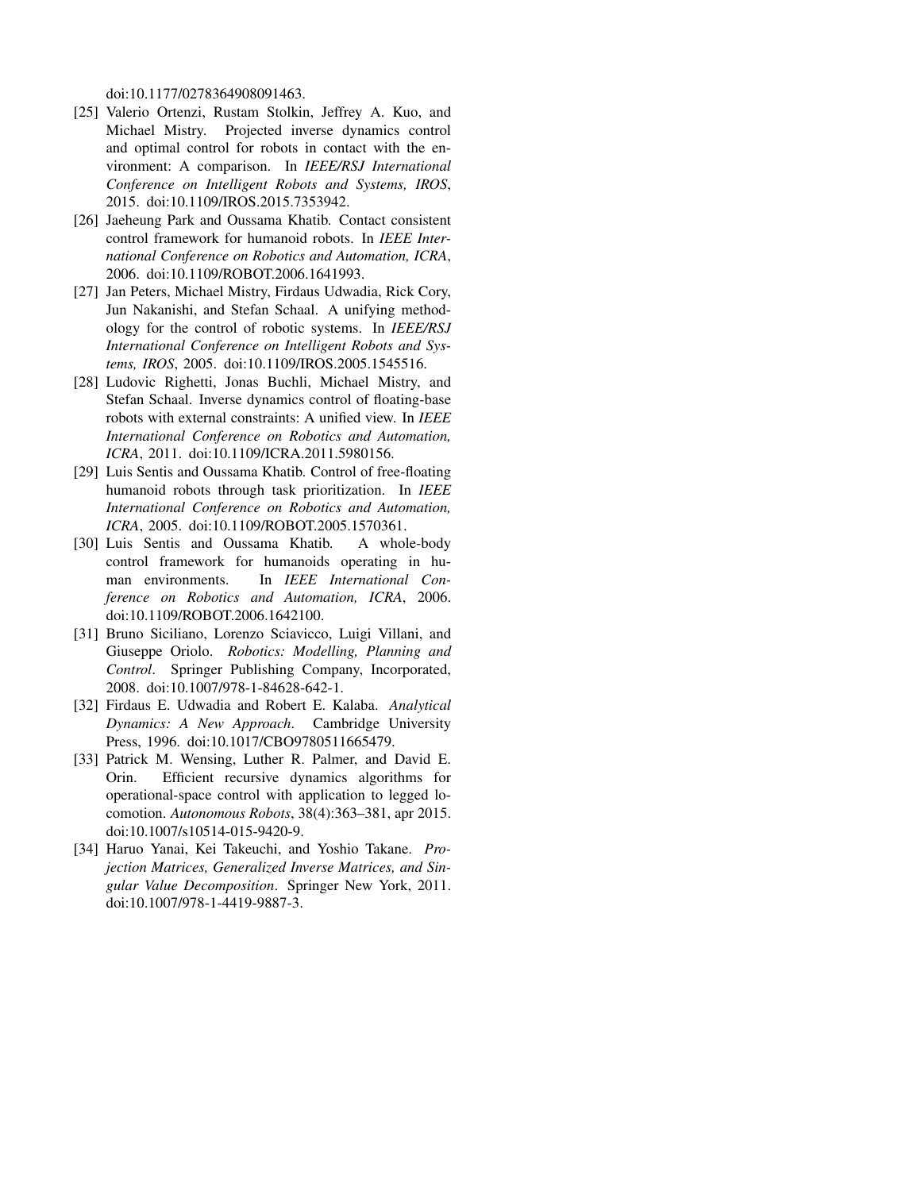doi:10.1177/0278364908091463.

[25] Valerio Ortenzi, Rustam Stolkin, Jeffrey A. Kuo, and Michael Mistry. Projected inverse dynamics control and optimal control for robots in contact with the environment: A comparison. In *IEEE/RSJ International Conference on Intelligent Robots and Systems, IROS*, 2015. doi:10.1109/IROS.2015.7353942.

[26] Jaeheung Park and Oussama Khatib. Contact consistent control framework for humanoid robots. In *IEEE International Conference on Robotics and Automation, ICRA*, 2006. doi:10.1109/ROBOT.2006.1641993.

[27] Jan Peters, Michael Mistry, Firdaus Udwadia, Rick Cory, Jun Nakanishi, and Stefan Schaal. A unifying methodology for the control of robotic systems. In *IEEE/RSJ International Conference on Intelligent Robots and Systems, IROS*, 2005. doi:10.1109/IROS.2005.1545516.

[28] Ludovic Righetti, Jonas Buchli, Michael Mistry, and Stefan Schaal. Inverse dynamics control of floating-base robots with external constraints: A unified view. In *IEEE International Conference on Robotics and Automation, ICRA*, 2011. doi:10.1109/ICRA.2011.5980156.

[29] Luis Sentis and Oussama Khatib. Control of free-floating humanoid robots through task prioritization. In *IEEE International Conference on Robotics and Automation, ICRA*, 2005. doi:10.1109/ROBOT.2005.1570361.

[30] Luis Sentis and Oussama Khatib. A whole-body control framework for humanoids operating in human environments. In *IEEE International Conference on Robotics and Automation, ICRA*, 2006. doi:10.1109/ROBOT.2006.1642100.

[31] Bruno Siciliano, Lorenzo Sciavicco, Luigi Villani, and Giuseppe Oriolo. *Robotics: Modelling, Planning and Control*. Springer Publishing Company, Incorporated, 2008. doi:10.1007/978-1-84628-642-1.

[32] Firdaus E. Udwadia and Robert E. Kalaba. *Analytical Dynamics: A New Approach*. Cambridge University Press, 1996. doi:10.1017/CBO9780511665479.

[33] Patrick M. Wensing, Luther R. Palmer, and David E. Orin. Efficient recursive dynamics algorithms for operational-space control with application to legged locomotion. *Autonomous Robots*, 38(4):363–381, apr 2015. doi:10.1007/s10514-015-9420-9.

[34] Haruo Yanai, Kei Takeuchi, and Yoshio Takane. *Projection Matrices, Generalized Inverse Matrices, and Singular Value Decomposition*. Springer New York, 2011. doi:10.1007/978-1-4419-9887-3.